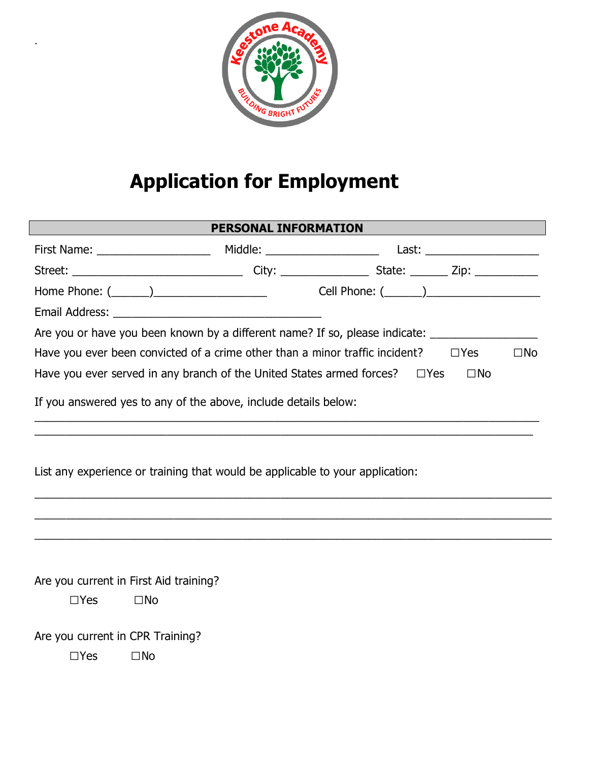# Application for Employment

## PERSONAL INFORMATION

First Name: __________________ Middle: __________________ Last: __________________

Street: ___________________________ City: ______________ State: ______ Zip: __________

Home Phone: (______)__________________ Cell Phone: (______)__________________

Email Address: _________________________________

Are you or have you been known by a different name? If so, please indicate: _________________

Have you ever been convicted of a crime other than a minor traffic incident? ☐Yes ☐No

Have you ever served in any branch of the United States armed forces? ☐Yes ☐No

If you answered yes to any of the above, include details below:

________________________________________________________________________________

________________________________________________________________________________

List any experience or training that would be applicable to your application:

________________________________________________________________________________

________________________________________________________________________________

________________________________________________________________________________

Are you current in First Aid training?

☐Yes ☐No

Are you current in CPR Training?

☐Yes ☐No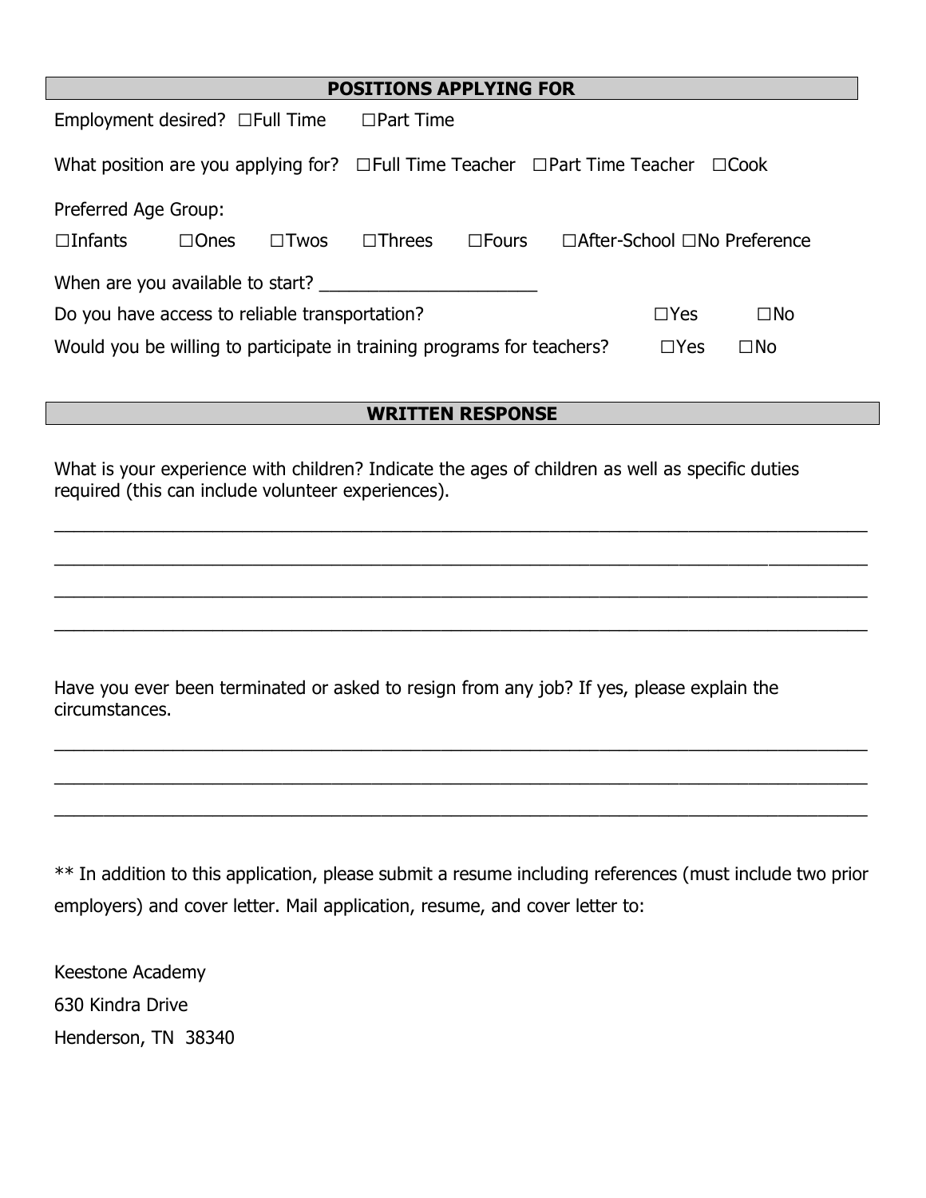## POSITIONS APPLYING FOR

Employment desired? ☐Full Time ☐Part Time

What position are you applying for? ☐Full Time Teacher ☐Part Time Teacher ☐Cook

Preferred Age Group:

☐Infants ☐Ones ☐Twos ☐Threes ☐Fours ☐After-School ☐No Preference

When are you available to start? ______________________

Do you have access to reliable transportation? ☐Yes ☐No

Would you be willing to participate in training programs for teachers? ☐Yes ☐No

## WRITTEN RESPONSE

What is your experience with children? Indicate the ages of children as well as specific duties required (this can include volunteer experiences).

________________________________________________________________________________

________________________________________________________________________________

________________________________________________________________________________

________________________________________________________________________________

Have you ever been terminated or asked to resign from any job? If yes, please explain the circumstances.

________________________________________________________________________________

________________________________________________________________________________

________________________________________________________________________________

** In addition to this application, please submit a resume including references (must include two prior employers) and cover letter. Mail application, resume, and cover letter to:

Keestone Academy

630 Kindra Drive

Henderson, TN 38340